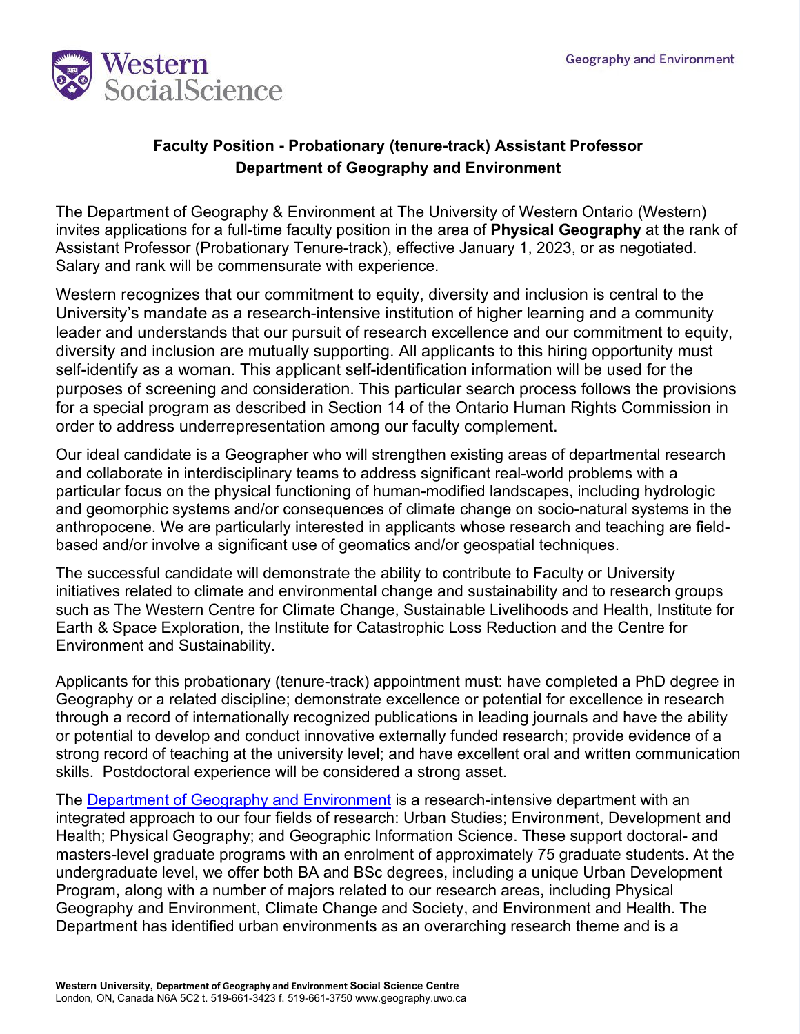## Faculty Position - Probationary (tenure-track) Assistant Professor
## Department of Geography and Environment

The Department of Geography & Environment at The University of Western Ontario (Western) invites applications for a full-time faculty position in the area of **Physical Geography** at the rank of Assistant Professor (Probationary Tenure-track), effective January 1, 2023, or as negotiated. Salary and rank will be commensurate with experience.

Western recognizes that our commitment to equity, diversity and inclusion is central to the University's mandate as a research-intensive institution of higher learning and a community leader and understands that our pursuit of research excellence and our commitment to equity, diversity and inclusion are mutually supporting. All applicants to this hiring opportunity must self-identify as a woman. This applicant self-identification information will be used for the purposes of screening and consideration. This particular search process follows the provisions for a special program as described in Section 14 of the Ontario Human Rights Commission in order to address underrepresentation among our faculty complement.

Our ideal candidate is a Geographer who will strengthen existing areas of departmental research and collaborate in interdisciplinary teams to address significant real-world problems with a particular focus on the physical functioning of human-modified landscapes, including hydrologic and geomorphic systems and/or consequences of climate change on socio-natural systems in the anthropocene. We are particularly interested in applicants whose research and teaching are field-based and/or involve a significant use of geomatics and/or geospatial techniques.

The successful candidate will demonstrate the ability to contribute to Faculty or University initiatives related to climate and environmental change and sustainability and to research groups such as The Western Centre for Climate Change, Sustainable Livelihoods and Health, Institute for Earth & Space Exploration, the Institute for Catastrophic Loss Reduction and the Centre for Environment and Sustainability.

Applicants for this probationary (tenure-track) appointment must: have completed a PhD degree in Geography or a related discipline; demonstrate excellence or potential for excellence in research through a record of internationally recognized publications in leading journals and have the ability or potential to develop and conduct innovative externally funded research; provide evidence of a strong record of teaching at the university level; and have excellent oral and written communication skills. Postdoctoral experience will be considered a strong asset.

The [Department of Geography and Environment] is a research-intensive department with an integrated approach to our four fields of research: Urban Studies; Environment, Development and Health; Physical Geography; and Geographic Information Science. These support doctoral- and masters-level graduate programs with an enrolment of approximately 75 graduate students. At the undergraduate level, we offer both BA and BSc degrees, including a unique Urban Development Program, along with a number of majors related to our research areas, including Physical Geography and Environment, Climate Change and Society, and Environment and Health. The Department has identified urban environments as an overarching research theme and is a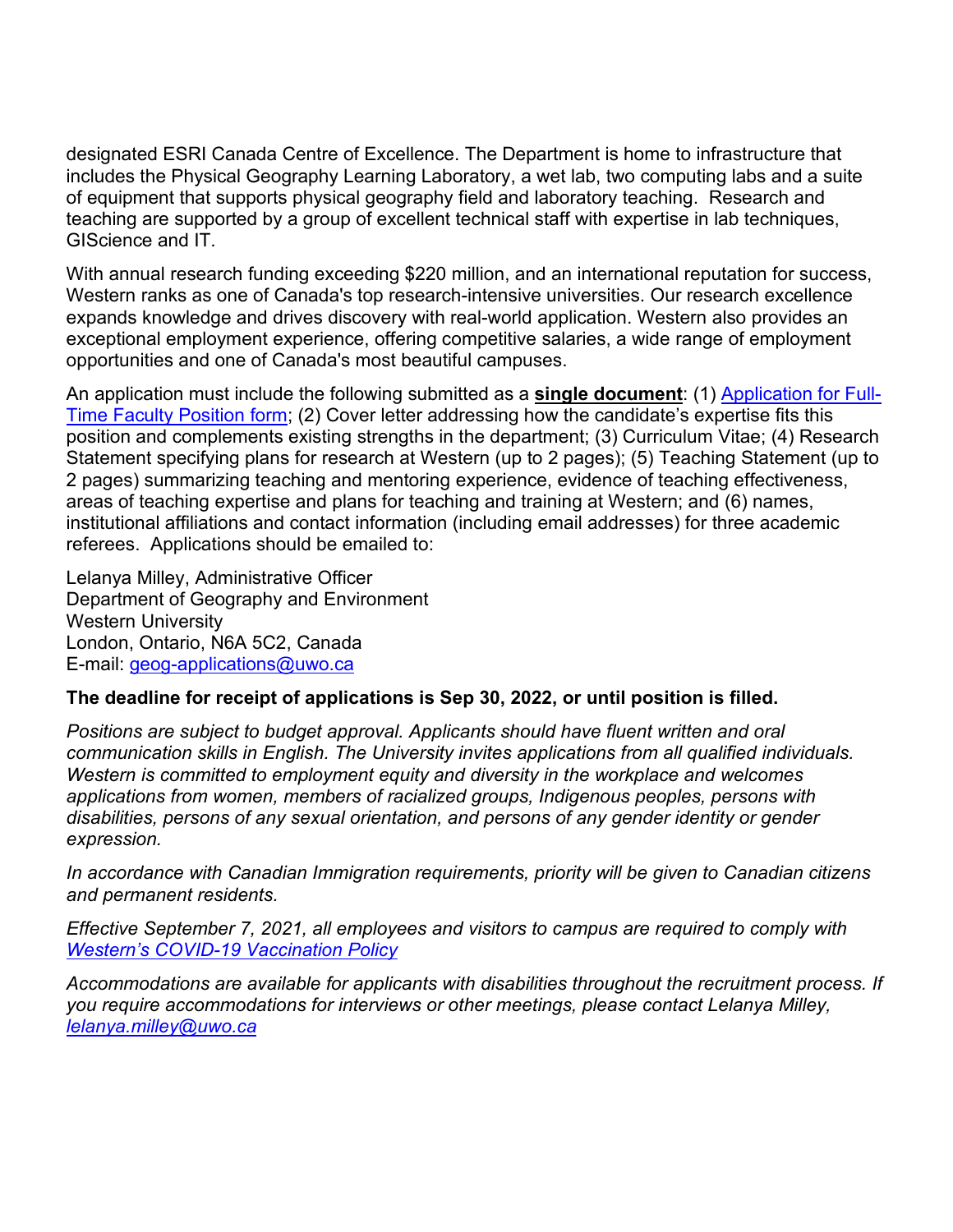designated ESRI Canada Centre of Excellence. The Department is home to infrastructure that includes the Physical Geography Learning Laboratory, a wet lab, two computing labs and a suite of equipment that supports physical geography field and laboratory teaching. Research and teaching are supported by a group of excellent technical staff with expertise in lab techniques, GIScience and IT.

With annual research funding exceeding $220 million, and an international reputation for success, Western ranks as one of Canada's top research-intensive universities. Our research excellence expands knowledge and drives discovery with real-world application. Western also provides an exceptional employment experience, offering competitive salaries, a wide range of employment opportunities and one of Canada's most beautiful campuses.

An application must include the following submitted as a **single document**: (1) Application for Full-Time Faculty Position form; (2) Cover letter addressing how the candidate's expertise fits this position and complements existing strengths in the department; (3) Curriculum Vitae; (4) Research Statement specifying plans for research at Western (up to 2 pages); (5) Teaching Statement (up to 2 pages) summarizing teaching and mentoring experience, evidence of teaching effectiveness, areas of teaching expertise and plans for teaching and training at Western; and (6) names, institutional affiliations and contact information (including email addresses) for three academic referees. Applications should be emailed to:

Lelanya Milley, Administrative Officer
Department of Geography and Environment
Western University
London, Ontario, N6A 5C2, Canada
E-mail: geog-applications@uwo.ca

**The deadline for receipt of applications is Sep 30, 2022, or until position is filled.**

*Positions are subject to budget approval. Applicants should have fluent written and oral communication skills in English. The University invites applications from all qualified individuals. Western is committed to employment equity and diversity in the workplace and welcomes applications from women, members of racialized groups, Indigenous peoples, persons with disabilities, persons of any sexual orientation, and persons of any gender identity or gender expression.*

*In accordance with Canadian Immigration requirements, priority will be given to Canadian citizens and permanent residents.*

*Effective September 7, 2021, all employees and visitors to campus are required to comply with Western's COVID-19 Vaccination Policy*

*Accommodations are available for applicants with disabilities throughout the recruitment process. If you require accommodations for interviews or other meetings, please contact Lelanya Milley, lelanya.milley@uwo.ca*